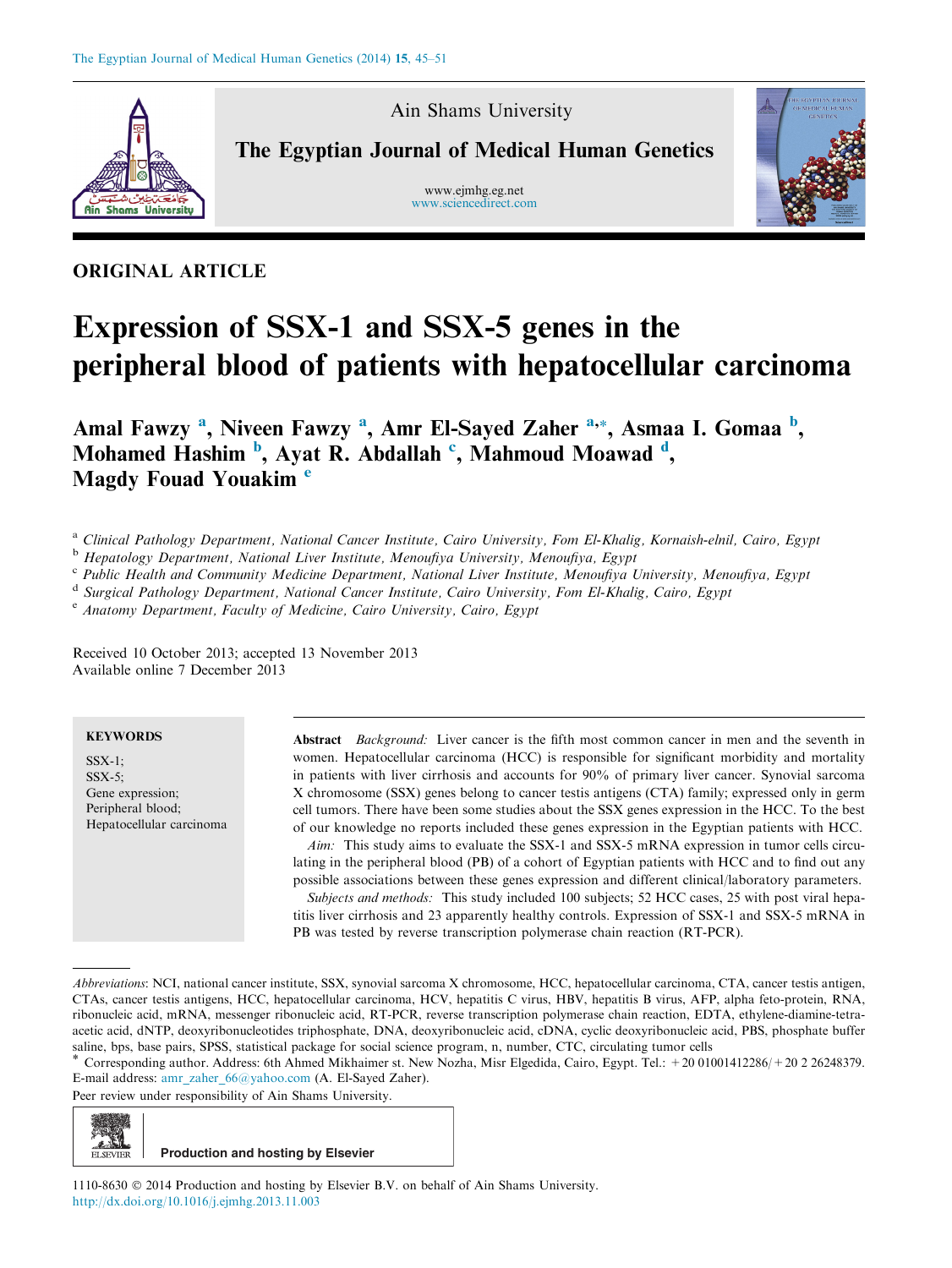Ain Shams University

The Egyptian Journal of Medical Human Genetics

www.ejmhg.eg.net
www.sciencedirect.com

ORIGINAL ARTICLE

# Expression of SSX-1 and SSX-5 genes in the peripheral blood of patients with hepatocellular carcinoma

**Amal Fawzy [a], Niveen Fawzy [a], Amr El-Sayed Zaher [a,*], Asmaa I. Gomaa [b], Mohamed Hashim [b], Ayat R. Abdallah [c], Mahmoud Moawad [d], Magdy Fouad Youakim [e]**

[a] *Clinical Pathology Department, National Cancer Institute, Cairo University, Fom El-Khalig, Kornaish-elnil, Cairo, Egypt*
[b] *Hepatology Department, National Liver Institute, Menoufiya University, Menoufiya, Egypt*
[c] *Public Health and Community Medicine Department, National Liver Institute, Menoufiya University, Menoufiya, Egypt*
[d] *Surgical Pathology Department, National Cancer Institute, Cairo University, Fom El-Khalig, Cairo, Egypt*
[e] *Anatomy Department, Faculty of Medicine, Cairo University, Cairo, Egypt*

Received 10 October 2013; accepted 13 November 2013
Available online 7 December 2013

**KEYWORDS**

SSX-1;
SSX-5;
Gene expression;
Peripheral blood;
Hepatocellular carcinoma

**Abstract** *Background:* Liver cancer is the fifth most common cancer in men and the seventh in women. Hepatocellular carcinoma (HCC) is responsible for significant morbidity and mortality in patients with liver cirrhosis and accounts for 90% of primary liver cancer. Synovial sarcoma X chromosome (SSX) genes belong to cancer testis antigens (CTA) family; expressed only in germ cell tumors. There have been some studies about the SSX genes expression in the HCC. To the best of our knowledge no reports included these genes expression in the Egyptian patients with HCC.

*Aim:* This study aims to evaluate the SSX-1 and SSX-5 mRNA expression in tumor cells circulating in the peripheral blood (PB) of a cohort of Egyptian patients with HCC and to find out any possible associations between these genes expression and different clinical/laboratory parameters.

*Subjects and methods:* This study included 100 subjects; 52 HCC cases, 25 with post viral hepatitis liver cirrhosis and 23 apparently healthy controls. Expression of SSX-1 and SSX-5 mRNA in PB was tested by reverse transcription polymerase chain reaction (RT-PCR).

*Abbreviations*: NCI, national cancer institute, SSX, synovial sarcoma X chromosome, HCC, hepatocellular carcinoma, CTA, cancer testis antigen, CTAs, cancer testis antigens, HCC, hepatocellular carcinoma, HCV, hepatitis C virus, HBV, hepatitis B virus, AFP, alpha feto-protein, RNA, ribonucleic acid, mRNA, messenger ribonucleic acid, RT-PCR, reverse transcription polymerase chain reaction, EDTA, ethylene-diamine-tetra-acetic acid, dNTP, deoxyribonucleotides triphosphate, DNA, deoxyribonucleic acid, cDNA, cyclic deoxyribonucleic acid, PBS, phosphate buffer saline, bps, base pairs, SPSS, statistical package for social science program, n, number, CTC, circulating tumor cells

[*] Corresponding author. Address: 6th Ahmed Mikhaimer st. New Nozha, Misr Elgedida, Cairo, Egypt. Tel.: +20 01001412286/+20 2 26248379.
E-mail address: amr_zaher_66@yahoo.com (A. El-Sayed Zaher).

Peer review under responsibility of Ain Shams University.

Production and hosting by Elsevier

1110-8630 © 2014 Production and hosting by Elsevier B.V. on behalf of Ain Shams University.
http://dx.doi.org/10.1016/j.ejmhg.2013.11.003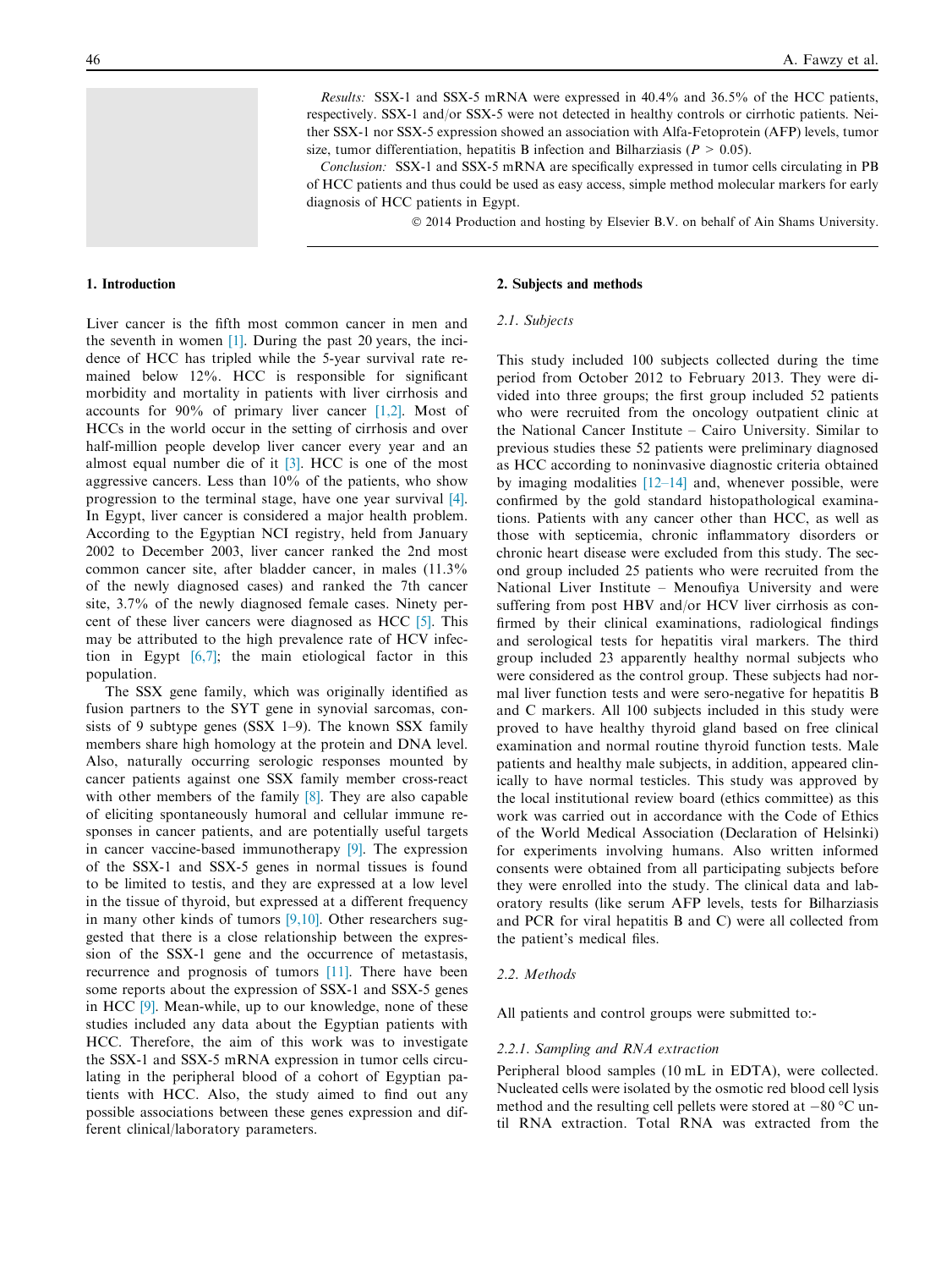*Results:* SSX-1 and SSX-5 mRNA were expressed in 40.4% and 36.5% of the HCC patients, respectively. SSX-1 and/or SSX-5 were not detected in healthy controls or cirrhotic patients. Neither SSX-1 nor SSX-5 expression showed an association with Alfa-Fetoprotein (AFP) levels, tumor size, tumor differentiation, hepatitis B infection and Bilharziasis ($P > 0.05$).

*Conclusion:* SSX-1 and SSX-5 mRNA are specifically expressed in tumor cells circulating in PB of HCC patients and thus could be used as easy access, simple method molecular markers for early diagnosis of HCC patients in Egypt.

© 2014 Production and hosting by Elsevier B.V. on behalf of Ain Shams University.

## 1. Introduction

Liver cancer is the fifth most common cancer in men and the seventh in women [1]. During the past 20 years, the incidence of HCC has tripled while the 5-year survival rate remained below 12%. HCC is responsible for significant morbidity and mortality in patients with liver cirrhosis and accounts for 90% of primary liver cancer [1,2]. Most of HCCs in the world occur in the setting of cirrhosis and over half-million people develop liver cancer every year and an almost equal number die of it [3]. HCC is one of the most aggressive cancers. Less than 10% of the patients, who show progression to the terminal stage, have one year survival [4]. In Egypt, liver cancer is considered a major health problem. According to the Egyptian NCI registry, held from January 2002 to December 2003, liver cancer ranked the 2nd most common cancer site, after bladder cancer, in males (11.3% of the newly diagnosed cases) and ranked the 7th cancer site, 3.7% of the newly diagnosed female cases. Ninety percent of these liver cancers were diagnosed as HCC [5]. This may be attributed to the high prevalence rate of HCV infection in Egypt [6,7]; the main etiological factor in this population.

The SSX gene family, which was originally identified as fusion partners to the SYT gene in synovial sarcomas, consists of 9 subtype genes (SSX 1–9). The known SSX family members share high homology at the protein and DNA level. Also, naturally occurring serologic responses mounted by cancer patients against one SSX family member cross-react with other members of the family [8]. They are also capable of eliciting spontaneously humoral and cellular immune responses in cancer patients, and are potentially useful targets in cancer vaccine-based immunotherapy [9]. The expression of the SSX-1 and SSX-5 genes in normal tissues is found to be limited to testis, and they are expressed at a low level in the tissue of thyroid, but expressed at a different frequency in many other kinds of tumors [9,10]. Other researchers suggested that there is a close relationship between the expression of the SSX-1 gene and the occurrence of metastasis, recurrence and prognosis of tumors [11]. There have been some reports about the expression of SSX-1 and SSX-5 genes in HCC [9]. Mean-while, up to our knowledge, none of these studies included any data about the Egyptian patients with HCC. Therefore, the aim of this work was to investigate the SSX-1 and SSX-5 mRNA expression in tumor cells circulating in the peripheral blood of a cohort of Egyptian patients with HCC. Also, the study aimed to find out any possible associations between these genes expression and different clinical/laboratory parameters.

## 2. Subjects and methods

### 2.1. Subjects

This study included 100 subjects collected during the time period from October 2012 to February 2013. They were divided into three groups; the first group included 52 patients who were recruited from the oncology outpatient clinic at the National Cancer Institute – Cairo University. Similar to previous studies these 52 patients were preliminary diagnosed as HCC according to noninvasive diagnostic criteria obtained by imaging modalities [12–14] and, whenever possible, were confirmed by the gold standard histopathological examinations. Patients with any cancer other than HCC, as well as those with septicemia, chronic inflammatory disorders or chronic heart disease were excluded from this study. The second group included 25 patients who were recruited from the National Liver Institute – Menoufiya University and were suffering from post HBV and/or HCV liver cirrhosis as confirmed by their clinical examinations, radiological findings and serological tests for hepatitis viral markers. The third group included 23 apparently healthy normal subjects who were considered as the control group. These subjects had normal liver function tests and were sero-negative for hepatitis B and C markers. All 100 subjects included in this study were proved to have healthy thyroid gland based on free clinical examination and normal routine thyroid function tests. Male patients and healthy male subjects, in addition, appeared clinically to have normal testicles. This study was approved by the local institutional review board (ethics committee) as this work was carried out in accordance with the Code of Ethics of the World Medical Association (Declaration of Helsinki) for experiments involving humans. Also written informed consents were obtained from all participating subjects before they were enrolled into the study. The clinical data and laboratory results (like serum AFP levels, tests for Bilharziasis and PCR for viral hepatitis B and C) were all collected from the patient's medical files.

### 2.2. Methods

All patients and control groups were submitted to:-

#### 2.2.1. Sampling and RNA extraction

Peripheral blood samples (10 mL in EDTA), were collected. Nucleated cells were isolated by the osmotic red blood cell lysis method and the resulting cell pellets were stored at −80 °C until RNA extraction. Total RNA was extracted from the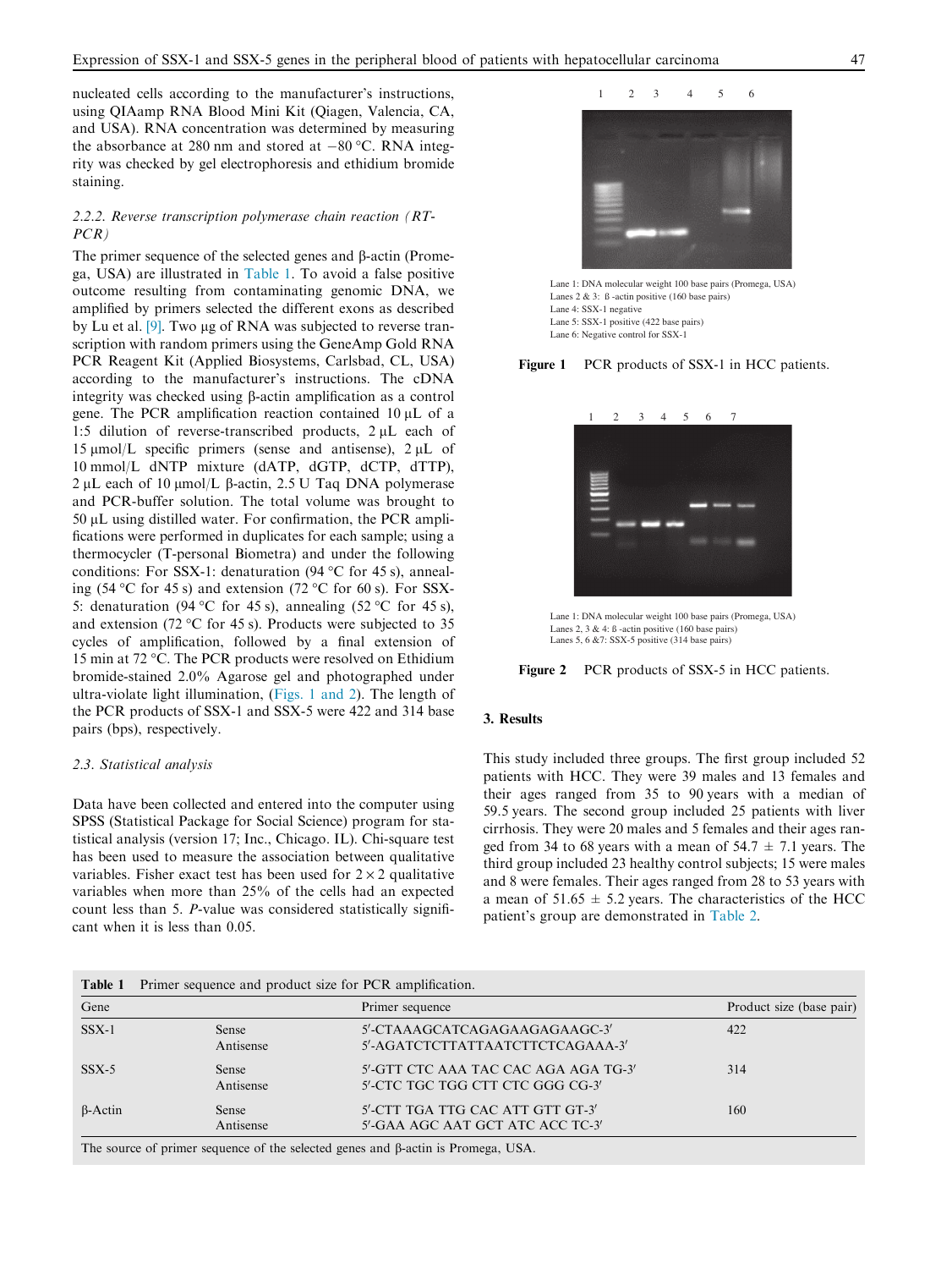nucleated cells according to the manufacturer's instructions, using QIAamp RNA Blood Mini Kit (Qiagen, Valencia, CA, and USA). RNA concentration was determined by measuring the absorbance at 280 nm and stored at −80 °C. RNA integrity was checked by gel electrophoresis and ethidium bromide staining.

### 2.2.2. Reverse transcription polymerase chain reaction (RT-PCR)

The primer sequence of the selected genes and β-actin (Promega, USA) are illustrated in Table 1. To avoid a false positive outcome resulting from contaminating genomic DNA, we amplified by primers selected the different exons as described by Lu et al. [9]. Two μg of RNA was subjected to reverse transcription with random primers using the GeneAmp Gold RNA PCR Reagent Kit (Applied Biosystems, Carlsbad, CL, USA) according to the manufacturer's instructions. The cDNA integrity was checked using β-actin amplification as a control gene. The PCR amplification reaction contained 10 μL of a 1:5 dilution of reverse-transcribed products, 2 μL each of 15 μmol/L specific primers (sense and antisense), 2 μL of 10 mmol/L dNTP mixture (dATP, dGTP, dCTP, dTTP), 2 μL each of 10 μmol/L β-actin, 2.5 U Taq DNA polymerase and PCR-buffer solution. The total volume was brought to 50 μL using distilled water. For confirmation, the PCR amplifications were performed in duplicates for each sample; using a thermocycler (T-personal Biometra) and under the following conditions: For SSX-1: denaturation (94 °C for 45 s), annealing (54 °C for 45 s) and extension (72 °C for 60 s). For SSX-5: denaturation (94 °C for 45 s), annealing (52 °C for 45 s), and extension (72 °C for 45 s). Products were subjected to 35 cycles of amplification, followed by a final extension of 15 min at 72 °C. The PCR products were resolved on Ethidium bromide-stained 2.0% Agarose gel and photographed under ultra-violate light illumination, (Figs. 1 and 2). The length of the PCR products of SSX-1 and SSX-5 were 422 and 314 base pairs (bps), respectively.

## 2.3. Statistical analysis

Data have been collected and entered into the computer using SPSS (Statistical Package for Social Science) program for statistical analysis (version 17; Inc., Chicago. IL). Chi-square test has been used to measure the association between qualitative variables. Fisher exact test has been used for $2 \times 2$ qualitative variables when more than 25% of the cells had an expected count less than 5. *P*-value was considered statistically significant when it is less than 0.05.

Lane 1: DNA molecular weight 100 base pairs (Promega, USA)
Lanes 2 & 3: ß -actin positive (160 base pairs)
Lane 4: SSX-1 negative
Lane 5: SSX-1 positive (422 base pairs)
Lane 6: Negative control for SSX-1

**Figure 1** PCR products of SSX-1 in HCC patients.

Lane 1: DNA molecular weight 100 base pairs (Promega, USA)
Lanes 2, 3 & 4: ß -actin positive (160 base pairs)
Lanes 5, 6 &7: SSX-5 positive (314 base pairs)

**Figure 2** PCR products of SSX-5 in HCC patients.

# 3. Results

This study included three groups. The first group included 52 patients with HCC. They were 39 males and 13 females and their ages ranged from 35 to 90 years with a median of 59.5 years. The second group included 25 patients with liver cirrhosis. They were 20 males and 5 females and their ages ranged from 34 to 68 years with a mean of 54.7 ± 7.1 years. The third group included 23 healthy control subjects; 15 were males and 8 were females. Their ages ranged from 28 to 53 years with a mean of 51.65 ± 5.2 years. The characteristics of the HCC patient's group are demonstrated in Table 2.

**Table 1** Primer sequence and product size for PCR amplification.

| Gene | | Primer sequence | Product size (base pair) |
|---|---|---|---|
| SSX-1 | Sense | 5′-CTAAAGCATCAGAGAAGAGAAGC-3′ | 422 |
| | Antisense | 5′-AGATCTCTTATTAATCTTCTCAGAAA-3′ | |
| SSX-5 | Sense | 5′-GTT CTC AAA TAC CAC AGA AGA TG-3′ | 314 |
| | Antisense | 5′-CTC TGC TGG CTT CTC GGG CG-3′ | |
| β-Actin | Sense | 5′-CTT TGA TTG CAC ATT GTT GT-3′ | 160 |
| | Antisense | 5′-GAA AGC AAT GCT ATC ACC TC-3′ | |

The source of primer sequence of the selected genes and β-actin is Promega, USA.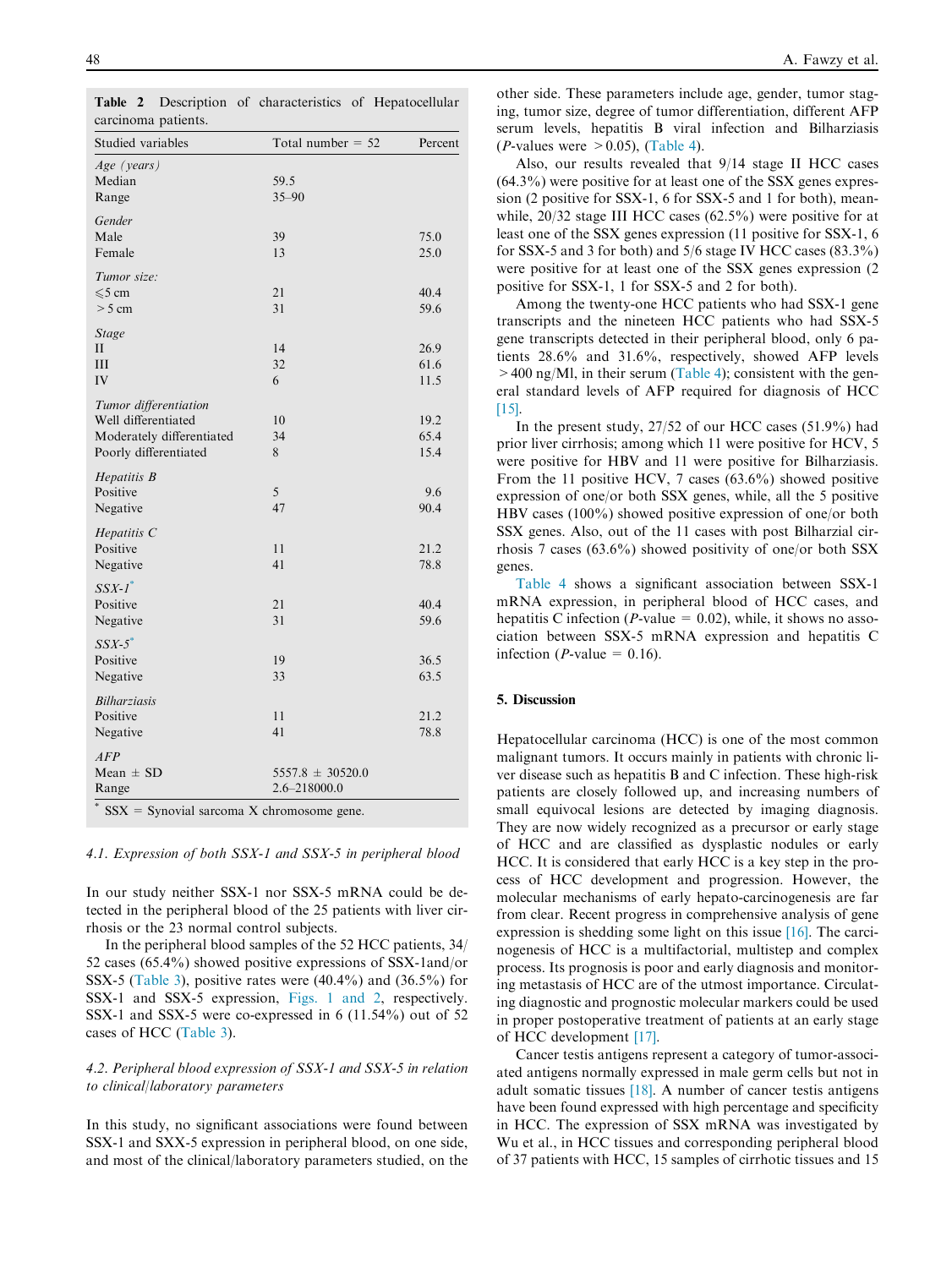**Table 2** Description of characteristics of Hepatocellular carcinoma patients.

| Studied variables | Total number = 52 | Percent |
|---|---|---|
| *Age (years)* | | |
| Median | 59.5 | |
| Range | 35–90 | |
| *Gender* | | |
| Male | 39 | 75.0 |
| Female | 13 | 25.0 |
| *Tumor size:* | | |
| ⩽5 cm | 21 | 40.4 |
| >5 cm | 31 | 59.6 |
| *Stage* | | |
| II | 14 | 26.9 |
| III | 32 | 61.6 |
| IV | 6 | 11.5 |
| *Tumor differentiation* | | |
| Well differentiated | 10 | 19.2 |
| Moderately differentiated | 34 | 65.4 |
| Poorly differentiated | 8 | 15.4 |
| *Hepatitis B* | | |
| Positive | 5 | 9.6 |
| Negative | 47 | 90.4 |
| *Hepatitis C* | | |
| Positive | 11 | 21.2 |
| Negative | 41 | 78.8 |
| *SSX-1*\* | | |
| Positive | 21 | 40.4 |
| Negative | 31 | 59.6 |
| *SSX-5*\* | | |
| Positive | 19 | 36.5 |
| Negative | 33 | 63.5 |
| *Bilharziasis* | | |
| Positive | 11 | 21.2 |
| Negative | 41 | 78.8 |
| *AFP* | | |
| Mean ± SD | 5557.8 ± 30520.0 | |
| Range | 2.6–218000.0 | |

\* SSX = Synovial sarcoma X chromosome gene.

### 4.1. Expression of both SSX-1 and SSX-5 in peripheral blood

In our study neither SSX-1 nor SSX-5 mRNA could be detected in the peripheral blood of the 25 patients with liver cirrhosis or the 23 normal control subjects.

In the peripheral blood samples of the 52 HCC patients, 34/52 cases (65.4%) showed positive expressions of SSX-1and/or SSX-5 (Table 3), positive rates were (40.4%) and (36.5%) for SSX-1 and SSX-5 expression, Figs. 1 and 2, respectively. SSX-1 and SSX-5 were co-expressed in 6 (11.54%) out of 52 cases of HCC (Table 3).

### 4.2. Peripheral blood expression of SSX-1 and SSX-5 in relation to clinical/laboratory parameters

In this study, no significant associations were found between SSX-1 and SXX-5 expression in peripheral blood, on one side, and most of the clinical/laboratory parameters studied, on the other side. These parameters include age, gender, tumor staging, tumor size, degree of tumor differentiation, different AFP serum levels, hepatitis B viral infection and Bilharziasis ($P$-values were $> 0.05$), (Table 4).

Also, our results revealed that 9/14 stage II HCC cases (64.3%) were positive for at least one of the SSX genes expression (2 positive for SSX-1, 6 for SSX-5 and 1 for both), meanwhile, 20/32 stage III HCC cases (62.5%) were positive for at least one of the SSX genes expression (11 positive for SSX-1, 6 for SSX-5 and 3 for both) and 5/6 stage IV HCC cases (83.3%) were positive for at least one of the SSX genes expression (2 positive for SSX-1, 1 for SSX-5 and 2 for both).

Among the twenty-one HCC patients who had SSX-1 gene transcripts and the nineteen HCC patients who had SSX-5 gene transcripts detected in their peripheral blood, only 6 patients 28.6% and 31.6%, respectively, showed AFP levels >400 ng/Ml, in their serum (Table 4); consistent with the general standard levels of AFP required for diagnosis of HCC [15].

In the present study, 27/52 of our HCC cases (51.9%) had prior liver cirrhosis; among which 11 were positive for HCV, 5 were positive for HBV and 11 were positive for Bilharziasis. From the 11 positive HCV, 7 cases (63.6%) showed positive expression of one/or both SSX genes, while, all the 5 positive HBV cases (100%) showed positive expression of one/or both SSX genes. Also, out of the 11 cases with post Bilharzial cirrhosis 7 cases (63.6%) showed positivity of one/or both SSX genes.

Table 4 shows a significant association between SSX-1 mRNA expression, in peripheral blood of HCC cases, and hepatitis C infection ($P$-value = 0.02), while, it shows no association between SSX-5 mRNA expression and hepatitis C infection ($P$-value = 0.16).

## 5. Discussion

Hepatocellular carcinoma (HCC) is one of the most common malignant tumors. It occurs mainly in patients with chronic liver disease such as hepatitis B and C infection. These high-risk patients are closely followed up, and increasing numbers of small equivocal lesions are detected by imaging diagnosis. They are now widely recognized as a precursor or early stage of HCC and are classified as dysplastic nodules or early HCC. It is considered that early HCC is a key step in the process of HCC development and progression. However, the molecular mechanisms of early hepato-carcinogenesis are far from clear. Recent progress in comprehensive analysis of gene expression is shedding some light on this issue [16]. The carcinogenesis of HCC is a multifactorial, multistep and complex process. Its prognosis is poor and early diagnosis and monitoring metastasis of HCC are of the utmost importance. Circulating diagnostic and prognostic molecular markers could be used in proper postoperative treatment of patients at an early stage of HCC development [17].

Cancer testis antigens represent a category of tumor-associated antigens normally expressed in male germ cells but not in adult somatic tissues [18]. A number of cancer testis antigens have been found expressed with high percentage and specificity in HCC. The expression of SSX mRNA was investigated by Wu et al., in HCC tissues and corresponding peripheral blood of 37 patients with HCC, 15 samples of cirrhotic tissues and 15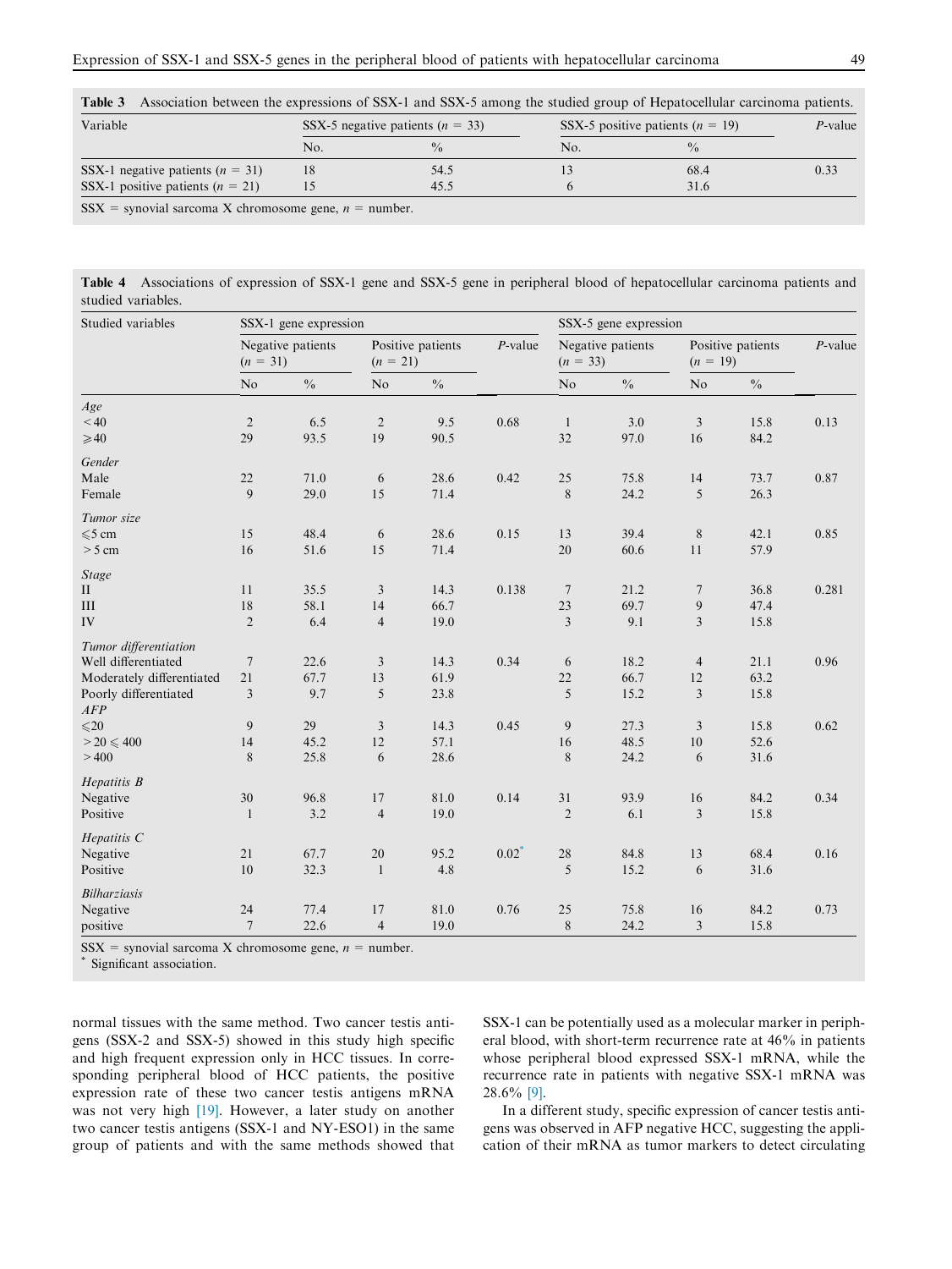**Table 3** Association between the expressions of SSX-1 and SSX-5 among the studied group of Hepatocellular carcinoma patients.

| Variable | SSX-5 negative patients ($n$ = 33) | | SSX-5 positive patients ($n$ = 19) | | $P$-value |
|---|---|---|---|---|---|
| | No. | % | No. | % | |
| SSX-1 negative patients ($n$ = 31) | 18 | 54.5 | 13 | 68.4 | 0.33 |
| SSX-1 positive patients ($n$ = 21) | 15 | 45.5 | 6 | 31.6 | |

SSX = synovial sarcoma X chromosome gene, $n$ = number.

**Table 4** Associations of expression of SSX-1 gene and SSX-5 gene in peripheral blood of hepatocellular carcinoma patients and studied variables.

| Studied variables | SSX-1 gene expression | | | | | SSX-5 gene expression | | | | |
|---|---|---|---|---|---|---|---|---|---|---|
| | Negative patients ($n$ = 31) | | Positive patients ($n$ = 21) | | $P$-value | Negative patients ($n$ = 33) | | Positive patients ($n$ = 19) | | $P$-value |
| | No | % | No | % | | No | % | No | % | |
| *Age* | | | | | | | | | | |
| < 40 | 2 | 6.5 | 2 | 9.5 | 0.68 | 1 | 3.0 | 3 | 15.8 | 0.13 |
| ⩾40 | 29 | 93.5 | 19 | 90.5 | | 32 | 97.0 | 16 | 84.2 | |
| *Gender* | | | | | | | | | | |
| Male | 22 | 71.0 | 6 | 28.6 | 0.42 | 25 | 75.8 | 14 | 73.7 | 0.87 |
| Female | 9 | 29.0 | 15 | 71.4 | | 8 | 24.2 | 5 | 26.3 | |
| *Tumor size* | | | | | | | | | | |
| ⩽5 cm | 15 | 48.4 | 6 | 28.6 | 0.15 | 13 | 39.4 | 8 | 42.1 | 0.85 |
| > 5 cm | 16 | 51.6 | 15 | 71.4 | | 20 | 60.6 | 11 | 57.9 | |
| *Stage* | | | | | | | | | | |
| II | 11 | 35.5 | 3 | 14.3 | 0.138 | 7 | 21.2 | 7 | 36.8 | 0.281 |
| III | 18 | 58.1 | 14 | 66.7 | | 23 | 69.7 | 9 | 47.4 | |
| IV | 2 | 6.4 | 4 | 19.0 | | 3 | 9.1 | 3 | 15.8 | |
| *Tumor differentiation* | | | | | | | | | | |
| Well differentiated | 7 | 22.6 | 3 | 14.3 | 0.34 | 6 | 18.2 | 4 | 21.1 | 0.96 |
| Moderately differentiated | 21 | 67.7 | 13 | 61.9 | | 22 | 66.7 | 12 | 63.2 | |
| Poorly differentiated | 3 | 9.7 | 5 | 23.8 | | 5 | 15.2 | 3 | 15.8 | |
| *AFP* | | | | | | | | | | |
| ⩽20 | 9 | 29 | 3 | 14.3 | 0.45 | 9 | 27.3 | 3 | 15.8 | 0.62 |
| > 20 ⩽ 400 | 14 | 45.2 | 12 | 57.1 | | 16 | 48.5 | 10 | 52.6 | |
| > 400 | 8 | 25.8 | 6 | 28.6 | | 8 | 24.2 | 6 | 31.6 | |
| *Hepatitis B* | | | | | | | | | | |
| Negative | 30 | 96.8 | 17 | 81.0 | 0.14 | 31 | 93.9 | 16 | 84.2 | 0.34 |
| Positive | 1 | 3.2 | 4 | 19.0 | | 2 | 6.1 | 3 | 15.8 | |
| *Hepatitis C* | | | | | | | | | | |
| Negative | 21 | 67.7 | 20 | 95.2 | 0.02* | 28 | 84.8 | 13 | 68.4 | 0.16 |
| Positive | 10 | 32.3 | 1 | 4.8 | | 5 | 15.2 | 6 | 31.6 | |
| *Bilharziasis* | | | | | | | | | | |
| Negative | 24 | 77.4 | 17 | 81.0 | 0.76 | 25 | 75.8 | 16 | 84.2 | 0.73 |
| positive | 7 | 22.6 | 4 | 19.0 | | 8 | 24.2 | 3 | 15.8 | |

SSX = synovial sarcoma X chromosome gene, $n$ = number.
* Significant association.

normal tissues with the same method. Two cancer testis antigens (SSX-2 and SSX-5) showed in this study high specific and high frequent expression only in HCC tissues. In corresponding peripheral blood of HCC patients, the positive expression rate of these two cancer testis antigens mRNA was not very high [19]. However, a later study on another two cancer testis antigens (SSX-1 and NY-ESO1) in the same group of patients and with the same methods showed that SSX-1 can be potentially used as a molecular marker in peripheral blood, with short-term recurrence rate at 46% in patients whose peripheral blood expressed SSX-1 mRNA, while the recurrence rate in patients with negative SSX-1 mRNA was 28.6% [9].

In a different study, specific expression of cancer testis antigens was observed in AFP negative HCC, suggesting the application of their mRNA as tumor markers to detect circulating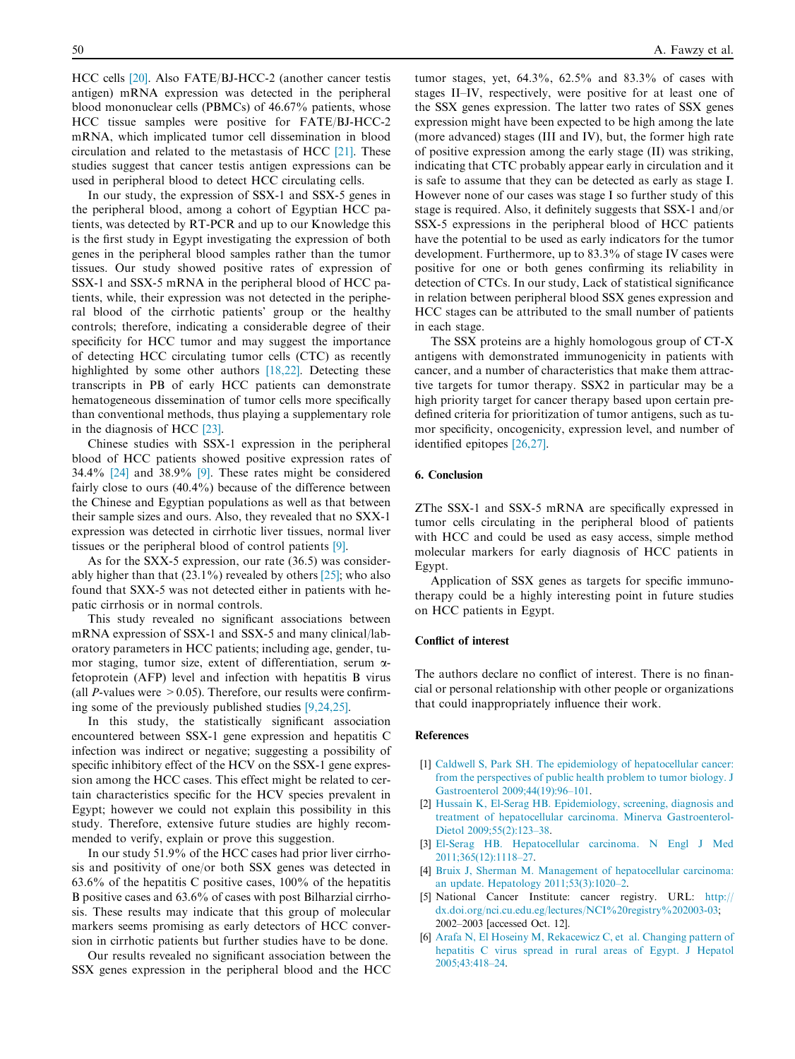HCC cells [20]. Also FATE/BJ-HCC-2 (another cancer testis antigen) mRNA expression was detected in the peripheral blood mononuclear cells (PBMCs) of 46.67% patients, whose HCC tissue samples were positive for FATE/BJ-HCC-2 mRNA, which implicated tumor cell dissemination in blood circulation and related to the metastasis of HCC [21]. These studies suggest that cancer testis antigen expressions can be used in peripheral blood to detect HCC circulating cells.

In our study, the expression of SSX-1 and SSX-5 genes in the peripheral blood, among a cohort of Egyptian HCC patients, was detected by RT-PCR and up to our Knowledge this is the first study in Egypt investigating the expression of both genes in the peripheral blood samples rather than the tumor tissues. Our study showed positive rates of expression of SSX-1 and SSX-5 mRNA in the peripheral blood of HCC patients, while, their expression was not detected in the peripheral blood of the cirrhotic patients' group or the healthy controls; therefore, indicating a considerable degree of their specificity for HCC tumor and may suggest the importance of detecting HCC circulating tumor cells (CTC) as recently highlighted by some other authors [18,22]. Detecting these transcripts in PB of early HCC patients can demonstrate hematogeneous dissemination of tumor cells more specifically than conventional methods, thus playing a supplementary role in the diagnosis of HCC [23].

Chinese studies with SSX-1 expression in the peripheral blood of HCC patients showed positive expression rates of 34.4% [24] and 38.9% [9]. These rates might be considered fairly close to ours (40.4%) because of the difference between the Chinese and Egyptian populations as well as that between their sample sizes and ours. Also, they revealed that no SXX-1 expression was detected in cirrhotic liver tissues, normal liver tissues or the peripheral blood of control patients [9].

As for the SXX-5 expression, our rate (36.5) was considerably higher than that (23.1%) revealed by others [25]; who also found that SXX-5 was not detected either in patients with hepatic cirrhosis or in normal controls.

This study revealed no significant associations between mRNA expression of SSX-1 and SSX-5 and many clinical/laboratory parameters in HCC patients; including age, gender, tumor staging, tumor size, extent of differentiation, serum α-fetoprotein (AFP) level and infection with hepatitis B virus (all $P$-values were $> 0.05$). Therefore, our results were confirming some of the previously published studies [9,24,25].

In this study, the statistically significant association encountered between SSX-1 gene expression and hepatitis C infection was indirect or negative; suggesting a possibility of specific inhibitory effect of the HCV on the SSX-1 gene expression among the HCC cases. This effect might be related to certain characteristics specific for the HCV species prevalent in Egypt; however we could not explain this possibility in this study. Therefore, extensive future studies are highly recommended to verify, explain or prove this suggestion.

In our study 51.9% of the HCC cases had prior liver cirrhosis and positivity of one/or both SSX genes was detected in 63.6% of the hepatitis C positive cases, 100% of the hepatitis B positive cases and 63.6% of cases with post Bilharzial cirrhosis. These results may indicate that this group of molecular markers seems promising as early detectors of HCC conversion in cirrhotic patients but further studies have to be done.

Our results revealed no significant association between the SSX genes expression in the peripheral blood and the HCC tumor stages, yet, 64.3%, 62.5% and 83.3% of cases with stages II–IV, respectively, were positive for at least one of the SSX genes expression. The latter two rates of SSX genes expression might have been expected to be high among the late (more advanced) stages (III and IV), but, the former high rate of positive expression among the early stage (II) was striking, indicating that CTC probably appear early in circulation and it is safe to assume that they can be detected as early as stage I. However none of our cases was stage I so further study of this stage is required. Also, it definitely suggests that SSX-1 and/or SSX-5 expressions in the peripheral blood of HCC patients have the potential to be used as early indicators for the tumor development. Furthermore, up to 83.3% of stage IV cases were positive for one or both genes confirming its reliability in detection of CTCs. In our study, Lack of statistical significance in relation between peripheral blood SSX genes expression and HCC stages can be attributed to the small number of patients in each stage.

The SSX proteins are a highly homologous group of CT-X antigens with demonstrated immunogenicity in patients with cancer, and a number of characteristics that make them attractive targets for tumor therapy. SSX2 in particular may be a high priority target for cancer therapy based upon certain predefined criteria for prioritization of tumor antigens, such as tumor specificity, oncogenicity, expression level, and number of identified epitopes [26,27].

## 6. Conclusion

ZThe SSX-1 and SSX-5 mRNA are specifically expressed in tumor cells circulating in the peripheral blood of patients with HCC and could be used as easy access, simple method molecular markers for early diagnosis of HCC patients in Egypt.

Application of SSX genes as targets for specific immunotherapy could be a highly interesting point in future studies on HCC patients in Egypt.

## Conflict of interest

The authors declare no conflict of interest. There is no financial or personal relationship with other people or organizations that could inappropriately influence their work.

## References

[1] Caldwell S, Park SH. The epidemiology of hepatocellular cancer: from the perspectives of public health problem to tumor biology. J Gastroenterol 2009;44(19):96–101.

[2] Hussain K, El-Serag HB. Epidemiology, screening, diagnosis and treatment of hepatocellular carcinoma. Minerva Gastroenterol-Dietol 2009;55(2):123–38.

[3] El-Serag HB. Hepatocellular carcinoma. N Engl J Med 2011;365(12):1118–27.

[4] Bruix J, Sherman M. Management of hepatocellular carcinoma: an update. Hepatology 2011;53(3):1020–2.

[5] National Cancer Institute: cancer registry. URL: http://dx.doi.org/nci.cu.edu.eg/lectures/NCI%20registry%202003-03; 2002–2003 [accessed Oct. 12].

[6] Arafa N, El Hoseiny M, Rekacewicz C, et al. Changing pattern of hepatitis C virus spread in rural areas of Egypt. J Hepatol 2005;43:418–24.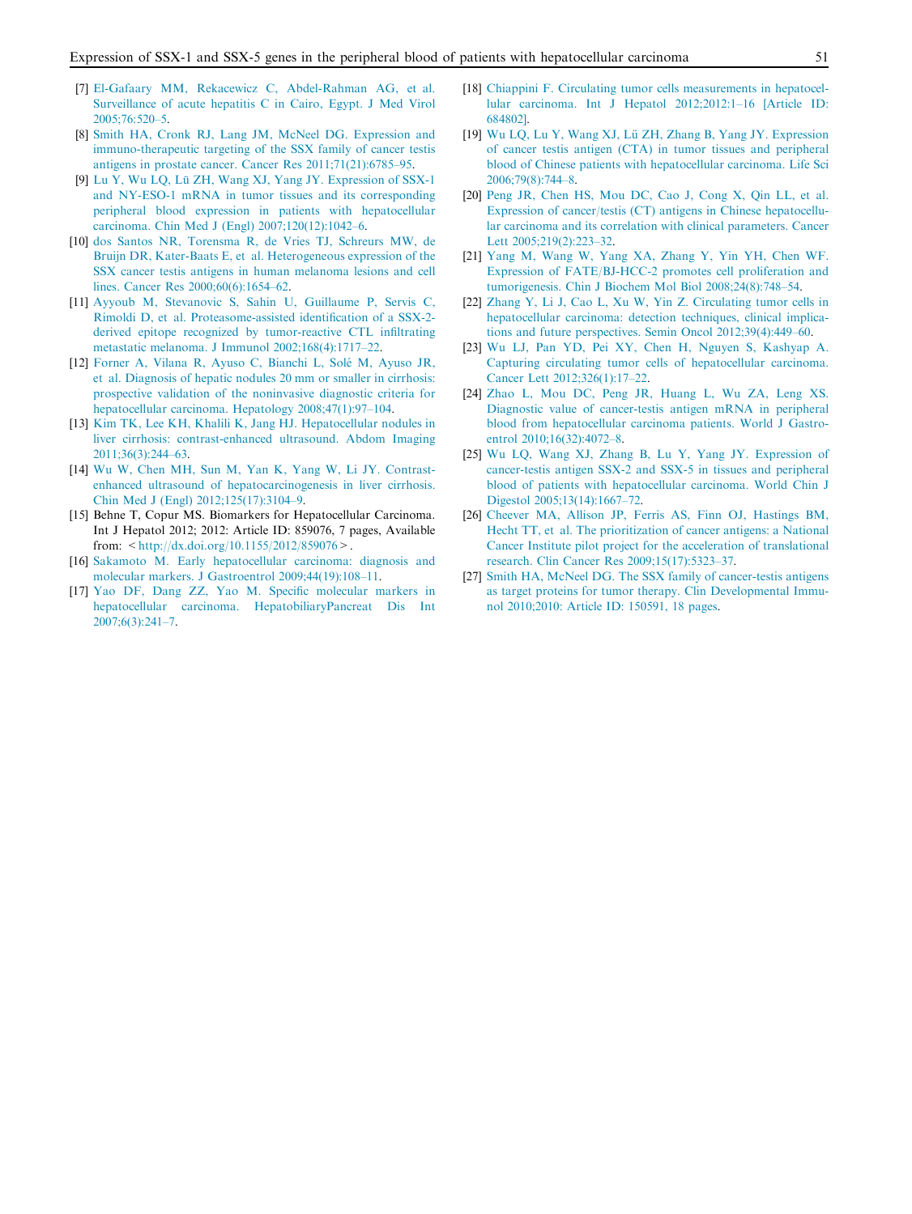[7] El-Gafaary MM, Rekacewicz C, Abdel-Rahman AG, et al. Surveillance of acute hepatitis C in Cairo, Egypt. J Med Virol 2005;76:520–5.

[8] Smith HA, Cronk RJ, Lang JM, McNeel DG. Expression and immuno-therapeutic targeting of the SSX family of cancer testis antigens in prostate cancer. Cancer Res 2011;71(21):6785–95.

[9] Lu Y, Wu LQ, Lü ZH, Wang XJ, Yang JY. Expression of SSX-1 and NY-ESO-1 mRNA in tumor tissues and its corresponding peripheral blood expression in patients with hepatocellular carcinoma. Chin Med J (Engl) 2007;120(12):1042–6.

[10] dos Santos NR, Torensma R, de Vries TJ, Schreurs MW, de Bruijn DR, Kater-Baats E, et al. Heterogeneous expression of the SSX cancer testis antigens in human melanoma lesions and cell lines. Cancer Res 2000;60(6):1654–62.

[11] Ayyoub M, Stevanovic S, Sahin U, Guillaume P, Servis C, Rimoldi D, et al. Proteasome-assisted identification of a SSX-2-derived epitope recognized by tumor-reactive CTL infiltrating metastatic melanoma. J Immunol 2002;168(4):1717–22.

[12] Forner A, Vilana R, Ayuso C, Bianchi L, Solé M, Ayuso JR, et al. Diagnosis of hepatic nodules 20 mm or smaller in cirrhosis: prospective validation of the noninvasive diagnostic criteria for hepatocellular carcinoma. Hepatology 2008;47(1):97–104.

[13] Kim TK, Lee KH, Khalili K, Jang HJ. Hepatocellular nodules in liver cirrhosis: contrast-enhanced ultrasound. Abdom Imaging 2011;36(3):244–63.

[14] Wu W, Chen MH, Sun M, Yan K, Yang W, Li JY. Contrast-enhanced ultrasound of hepatocarcinogenesis in liver cirrhosis. Chin Med J (Engl) 2012;125(17):3104–9.

[15] Behne T, Copur MS. Biomarkers for Hepatocellular Carcinoma. Int J Hepatol 2012; 2012: Article ID: 859076, 7 pages, Available from: < http://dx.doi.org/10.1155/2012/859076 >.

[16] Sakamoto M. Early hepatocellular carcinoma: diagnosis and molecular markers. J Gastroentrol 2009;44(19):108–11.

[17] Yao DF, Dang ZZ, Yao M. Specific molecular markers in hepatocellular carcinoma. HepatobiliaryPancreat Dis Int 2007;6(3):241–7.

[18] Chiappini F. Circulating tumor cells measurements in hepatocellular carcinoma. Int J Hepatol 2012;2012:1–16 [Article ID: 684802].

[19] Wu LQ, Lu Y, Wang XJ, Lü ZH, Zhang B, Yang JY. Expression of cancer testis antigen (CTA) in tumor tissues and peripheral blood of Chinese patients with hepatocellular carcinoma. Life Sci 2006;79(8):744–8.

[20] Peng JR, Chen HS, Mou DC, Cao J, Cong X, Qin LL, et al. Expression of cancer/testis (CT) antigens in Chinese hepatocellular carcinoma and its correlation with clinical parameters. Cancer Lett 2005;219(2):223–32.

[21] Yang M, Wang W, Yang XA, Zhang Y, Yin YH, Chen WF. Expression of FATE/BJ-HCC-2 promotes cell proliferation and tumorigenesis. Chin J Biochem Mol Biol 2008;24(8):748–54.

[22] Zhang Y, Li J, Cao L, Xu W, Yin Z. Circulating tumor cells in hepatocellular carcinoma: detection techniques, clinical implications and future perspectives. Semin Oncol 2012;39(4):449–60.

[23] Wu LJ, Pan YD, Pei XY, Chen H, Nguyen S, Kashyap A. Capturing circulating tumor cells of hepatocellular carcinoma. Cancer Lett 2012;326(1):17–22.

[24] Zhao L, Mou DC, Peng JR, Huang L, Wu ZA, Leng XS. Diagnostic value of cancer-testis antigen mRNA in peripheral blood from hepatocellular carcinoma patients. World J Gastroentrol 2010;16(32):4072–8.

[25] Wu LQ, Wang XJ, Zhang B, Lu Y, Yang JY. Expression of cancer-testis antigen SSX-2 and SSX-5 in tissues and peripheral blood of patients with hepatocellular carcinoma. World Chin J Digestol 2005;13(14):1667–72.

[26] Cheever MA, Allison JP, Ferris AS, Finn OJ, Hastings BM, Hecht TT, et al. The prioritization of cancer antigens: a National Cancer Institute pilot project for the acceleration of translational research. Clin Cancer Res 2009;15(17):5323–37.

[27] Smith HA, McNeel DG. The SSX family of cancer-testis antigens as target proteins for tumor therapy. Clin Developmental Immunol 2010;2010: Article ID: 150591, 18 pages.